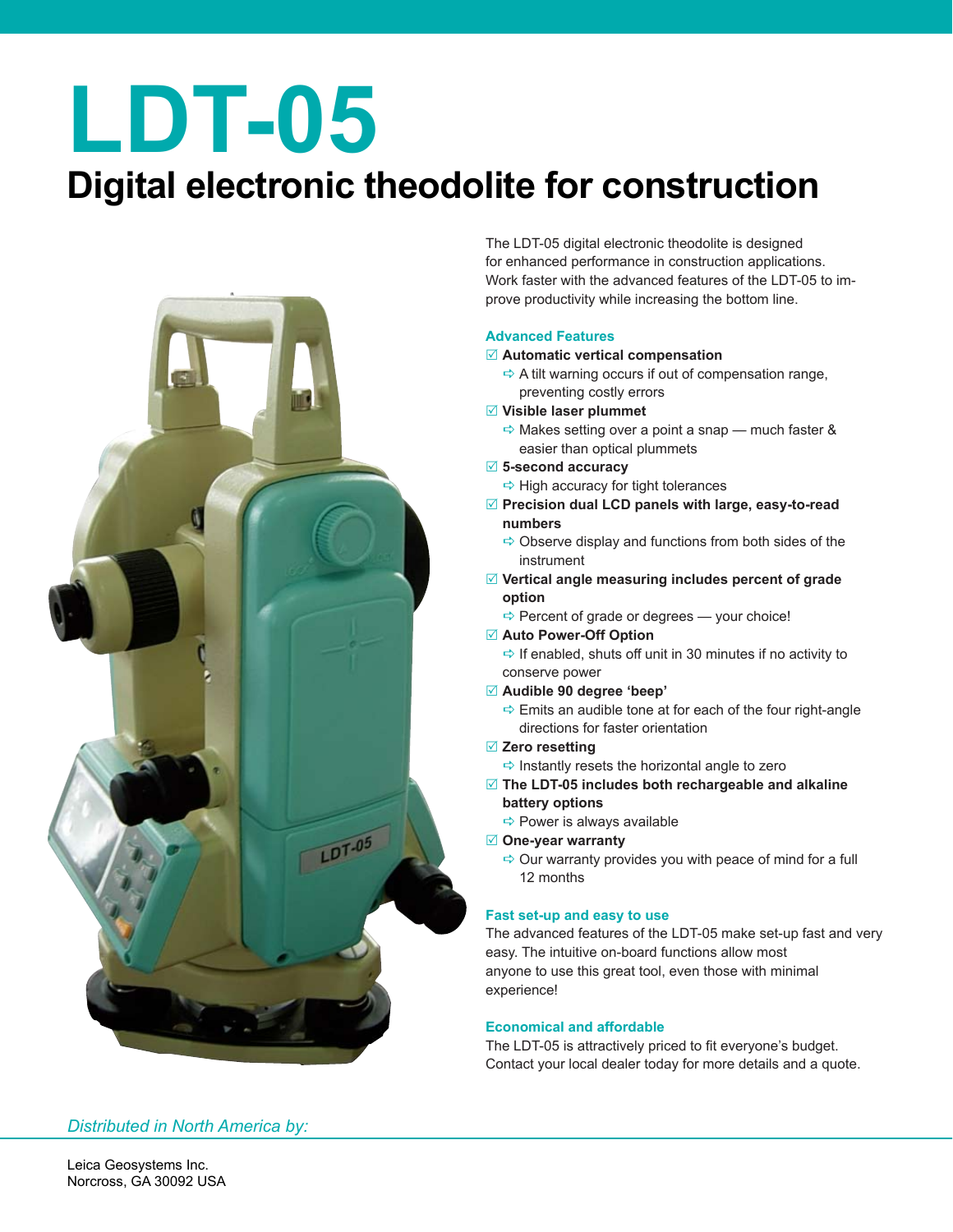# LDT-05

## Digital electronic theodolite for construction

The LDT-05 digital electronic theodolite is designed for enhanced performance in construction applications. Work faster with the advanced features of the LDT-05 to improve productivity while increasing the bottom line.

### Advanced Features

- ☑ **Automatic vertical compensation**
  - ➪ A tilt warning occurs if out of compensation range, preventing costly errors
- ☑ **Visible laser plummet**
  - ➪ Makes setting over a point a snap — much faster & easier than optical plummets
- ☑ **5-second accuracy**
  - ➪ High accuracy for tight tolerances
- ☑ **Precision dual LCD panels with large, easy-to-read numbers**
  - ➪ Observe display and functions from both sides of the instrument
- ☑ **Vertical angle measuring includes percent of grade option**
  - ➪ Percent of grade or degrees — your choice!
- ☑ **Auto Power-Off Option**
  - ➪ If enabled, shuts off unit in 30 minutes if no activity to conserve power
- ☑ **Audible 90 degree 'beep'**
  - ➪ Emits an audible tone at for each of the four right-angle directions for faster orientation
- ☑ **Zero resetting**
  - ➪ Instantly resets the horizontal angle to zero
- ☑ **The LDT-05 includes both rechargeable and alkaline battery options**
  - ➪ Power is always available
- ☑ **One-year warranty**
  - ➪ Our warranty provides you with peace of mind for a full 12 months

### Fast set-up and easy to use

The advanced features of the LDT-05 make set-up fast and very easy. The intuitive on-board functions allow most anyone to use this great tool, even those with minimal experience!

### Economical and affordable

The LDT-05 is attractively priced to fit everyone's budget. Contact your local dealer today for more details and a quote.

*Distributed in North America by:*

Leica Geosystems Inc.
Norcross, GA 30092 USA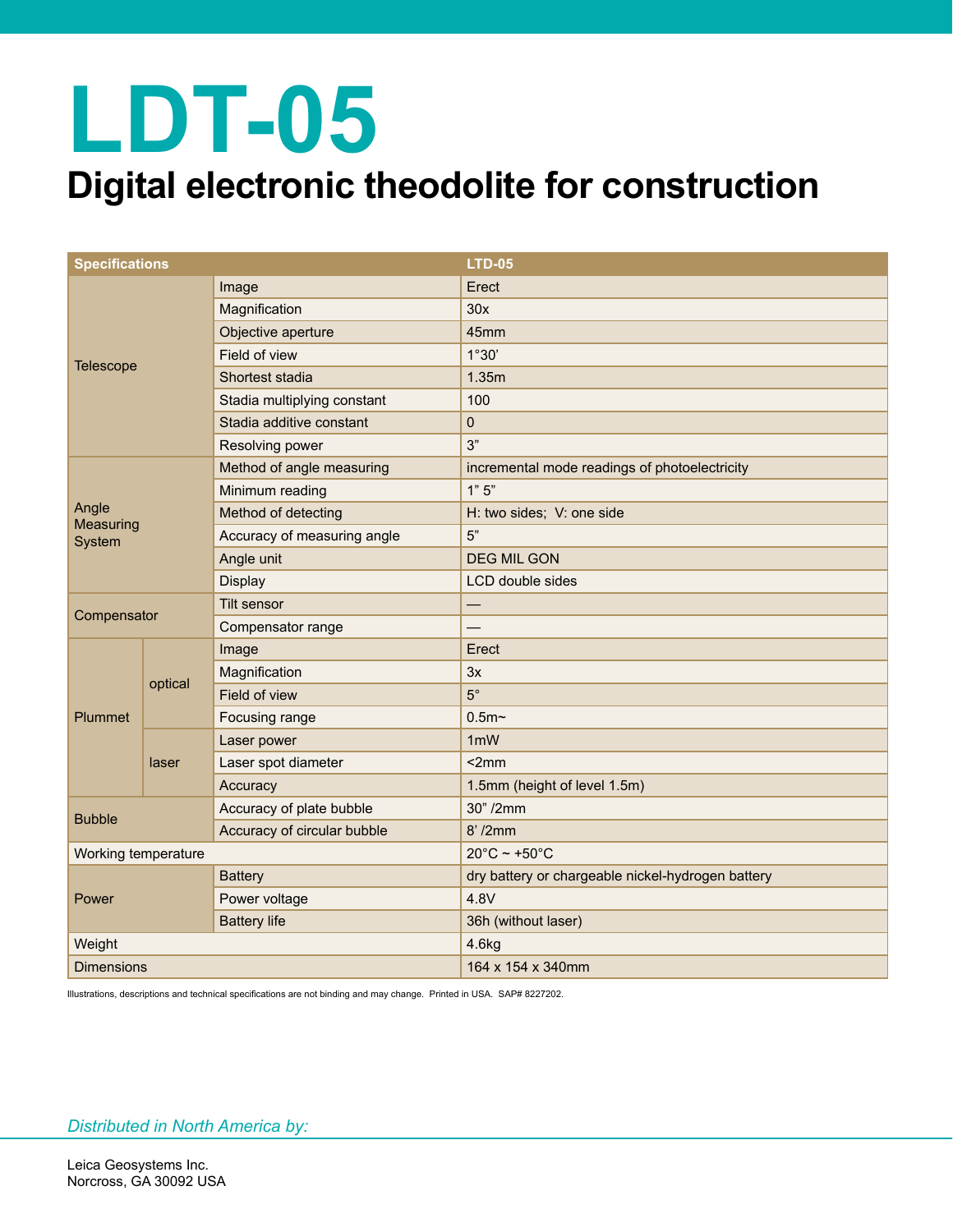# LDT-05

## Digital electronic theodolite for construction

| Specifications | | | LTD-05 |
|---|---|---|---|
| Telescope | | Image | Erect |
| | | Magnification | 30x |
| | | Objective aperture | 45mm |
| | | Field of view | 1°30' |
| | | Shortest stadia | 1.35m |
| | | Stadia multiplying constant | 100 |
| | | Stadia additive constant | 0 |
| | | Resolving power | 3" |
| Angle Measuring System | | Method of angle measuring | incremental mode readings of photoelectricity |
| | | Minimum reading | 1" 5" |
| | | Method of detecting | H: two sides; V: one side |
| | | Accuracy of measuring angle | 5" |
| | | Angle unit | DEG MIL GON |
| | | Display | LCD double sides |
| Compensator | | Tilt sensor | — |
| | | Compensator range | — |
| Plummet | optical | Image | Erect |
| | | Magnification | 3x |
| | | Field of view | 5° |
| | | Focusing range | 0.5m~ |
| | laser | Laser power | 1mW |
| | | Laser spot diameter | <2mm |
| | | Accuracy | 1.5mm (height of level 1.5m) |
| Bubble | | Accuracy of plate bubble | 30" /2mm |
| | | Accuracy of circular bubble | 8' /2mm |
| Working temperature | | | 20°C ~ +50°C |
| Power | | Battery | dry battery or chargeable nickel-hydrogen battery |
| | | Power voltage | 4.8V |
| | | Battery life | 36h (without laser) |
| Weight | | | 4.6kg |
| Dimensions | | | 164 x 154 x 340mm |

Illustrations, descriptions and technical specifications are not binding and may change. Printed in USA. SAP# 8227202.

*Distributed in North America by:*

Leica Geosystems Inc.
Norcross, GA 30092 USA